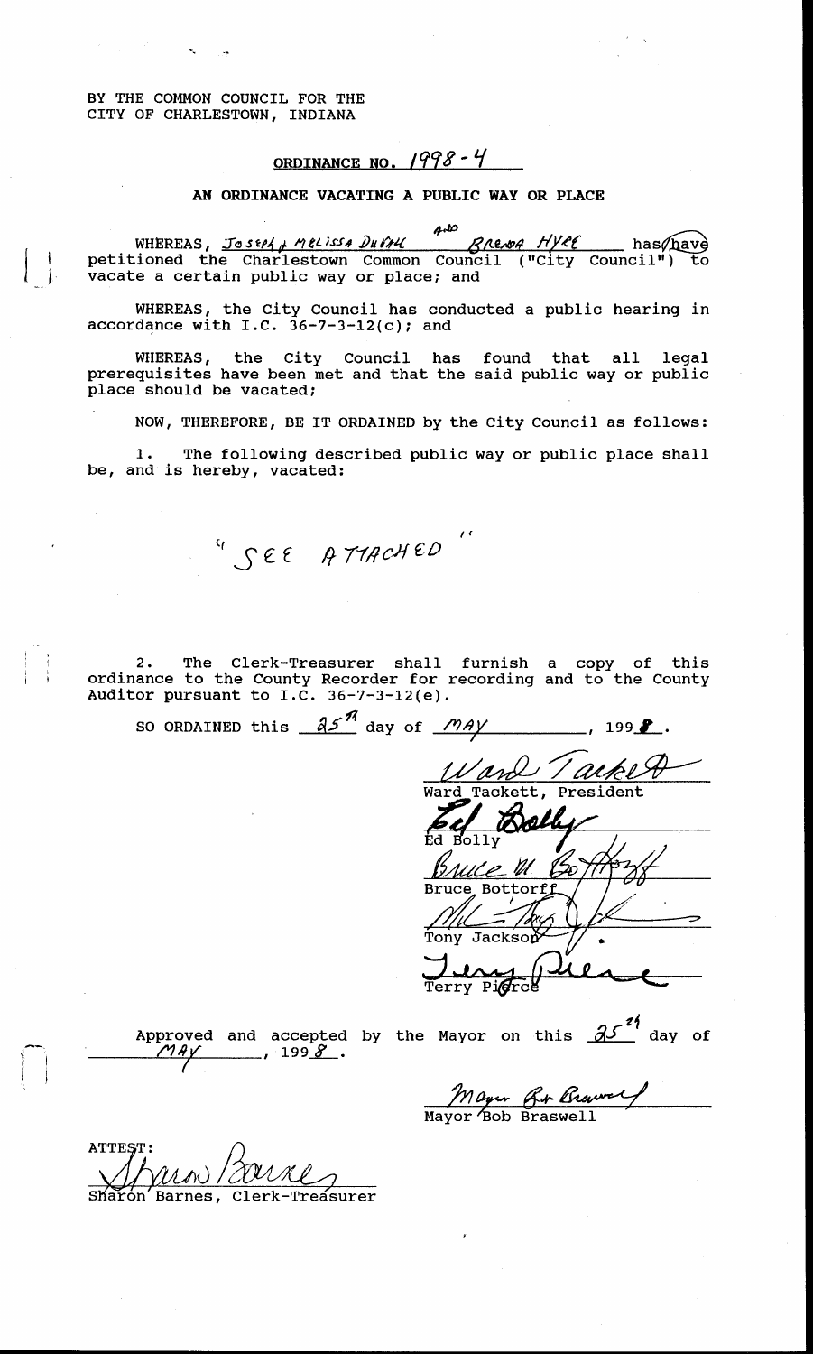BY THE COMMON COUNCIL FOR THE
CITY OF CHARLESTOWN, INDIANA

**ORDINANCE NO. 1998-4**

**AN ORDINANCE VACATING A PUBLIC WAY OR PLACE**

WHEREAS, Joseph & Melissa Duvall and Brenda Hyre has/have petitioned the Charlestown Common Council ("City Council") to vacate a certain public way or place; and

WHEREAS, the City Council has conducted a public hearing in accordance with I.C. 36-7-3-12(c); and

WHEREAS, the City Council has found that all legal prerequisites have been met and that the said public way or public place should be vacated;

NOW, THEREFORE, BE IT ORDAINED by the City Council as follows:

1. The following described public way or public place shall be, and is hereby, vacated:

"SEE ATTACHED"

2. The Clerk-Treasurer shall furnish a copy of this ordinance to the County Recorder for recording and to the County Auditor pursuant to I.C. 36-7-3-12(e).

SO ORDAINED this 25th day of MAY, 1998.

Ward Tackett, President

Ed Bolly

Bruce Bottorff

Tony Jackson

Terry Pierce

Approved and accepted by the Mayor on this 25th day of MAY, 1998.

Mayor Bob Braswell

ATTEST:

Sharon Barnes, Clerk-Treasurer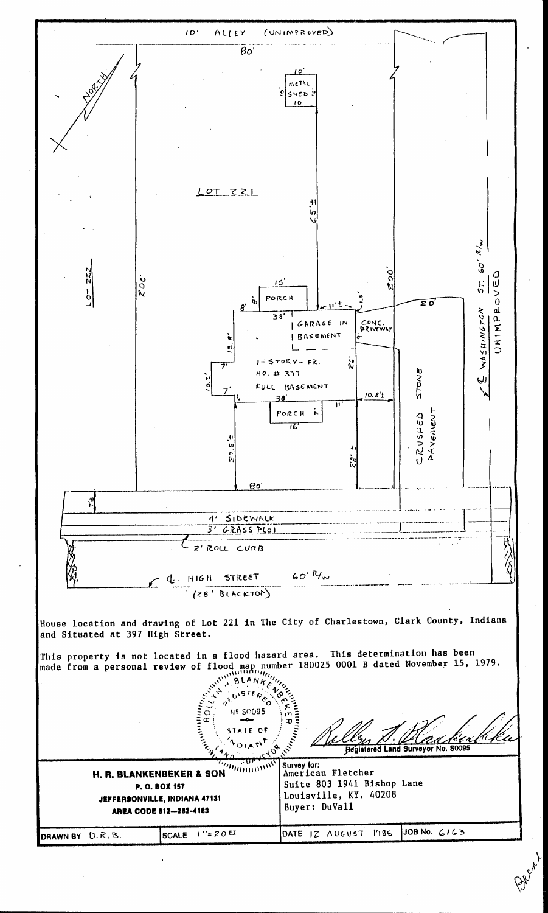10' ALLEY (UNIMPROVED)

80'

10' METAL SHED 10' 10' 10'

NORTH

LOT 221

65' ±

LOT 222

200'

200'

15' PORCH 8' 8'

11' ± 1.5'

20'

38'

GARAGE IN BASEMENT

CONC. DRIVEWAY

15.8'

7'

10.2'

7'

1-STORY-FR. HO. # 397 FULL BASEMENT

26'

38'

10.8' ±

11'

PORCH 16'

CRUSHED STONE PAVEMENT

℄ WASHINGTON ST. 60' R/W UNIMPROVED

27.5' ±

28' ±

80'

7' ±

4' SIDEWALK

3' GRASS PLOT

2' ROLL CURB

℄ HIGH STREET 60' R/W

(28' BLACKTOP)

House location and drawing of Lot 221 in The City of Charlestown, Clark County, Indiana and Situated at 397 High Street.

This property is not located in a flood hazard area. This determination has been made from a personal review of flood map number 180025 0001 B dated November 15, 1979.

ROLLYN A. BLANKENBEKER REGISTERED No. S0095 STATE OF INDIANA LAND SURVEYOR

Registered Land Surveyor No. S0095

| **H. R. BLANKENBEKER & SON**<br>**P. O. BOX 157**<br>**JEFFERSONVILLE, INDIANA 47131**<br>**AREA CODE 812—282-4183** | | Survey for:<br>American Fletcher<br>Suite 803 1941 Bishop Lane<br>Louisville, KY. 40208<br>Buyer: DuVall | |
|---|---|---|---|
| DRAWN BY D.R.B. | SCALE 1" = 20 FT | DATE 12 AUGUST 1985 | JOB No. 6163 |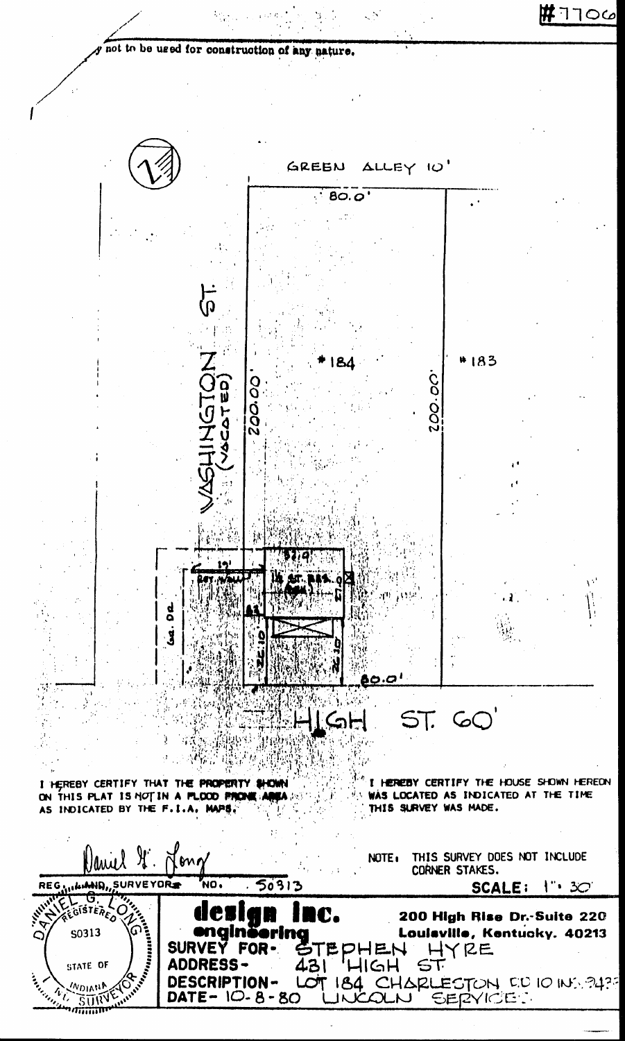#7706

y not to be used for construction of any nature.

GREEN ALLEY 10'

80.0'

VASHINGTON ST. (VACATED)

200.00'

#184

200.00'

#183

17'

RET. WALL

1½ ST. RES. (ALU.)

52.0

36.0

26.10

26.10

80.0'

HIGH ST. 60'

I HEREBY CERTIFY THAT THE PROPERTY SHOWN ON THIS PLAT IS NOT IN A FLOOD PRONE AREA AS INDICATED BY THE F.I.A. MAPS.

I HEREBY CERTIFY THE HOUSE SHOWN HEREON WAS LOCATED AS INDICATED AT THE TIME THIS SURVEY WAS MADE.

Daniel G. Long

REG. LAND SURVEYORS NO. 50313

NOTE: THIS SURVEY DOES NOT INCLUDE CORNER STAKES.

SCALE: 1" = 30'

DANIEL G. LONG REGISTERED S0313 STATE OF INDIANA LAND SURVEYOR

**design inc. engineering**

200 High Rise Dr.-Suite 220
Louisville, Kentucky. 40213

SURVEY FOR- STEPHEN HYRE
ADDRESS- 431 HIGH ST
DESCRIPTION- LOT 184 CHARLESTON CO IO INS. 943
DATE- 10-8-80 LINCOLN SERVICE